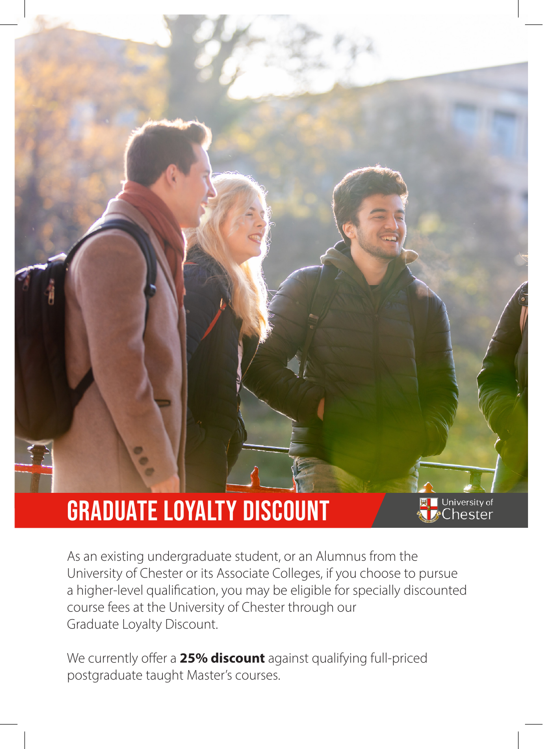# GRADUATE LOYALTY DISCOUNT

University of Chester

As an existing undergraduate student, or an Alumnus from the University of Chester or its Associate Colleges, if you choose to pursue a higher-level qualification, you may be eligible for specially discounted course fees at the University of Chester through our Graduate Loyalty Discount.

We currently offer a **25% discount** against qualifying full-priced postgraduate taught Master's courses.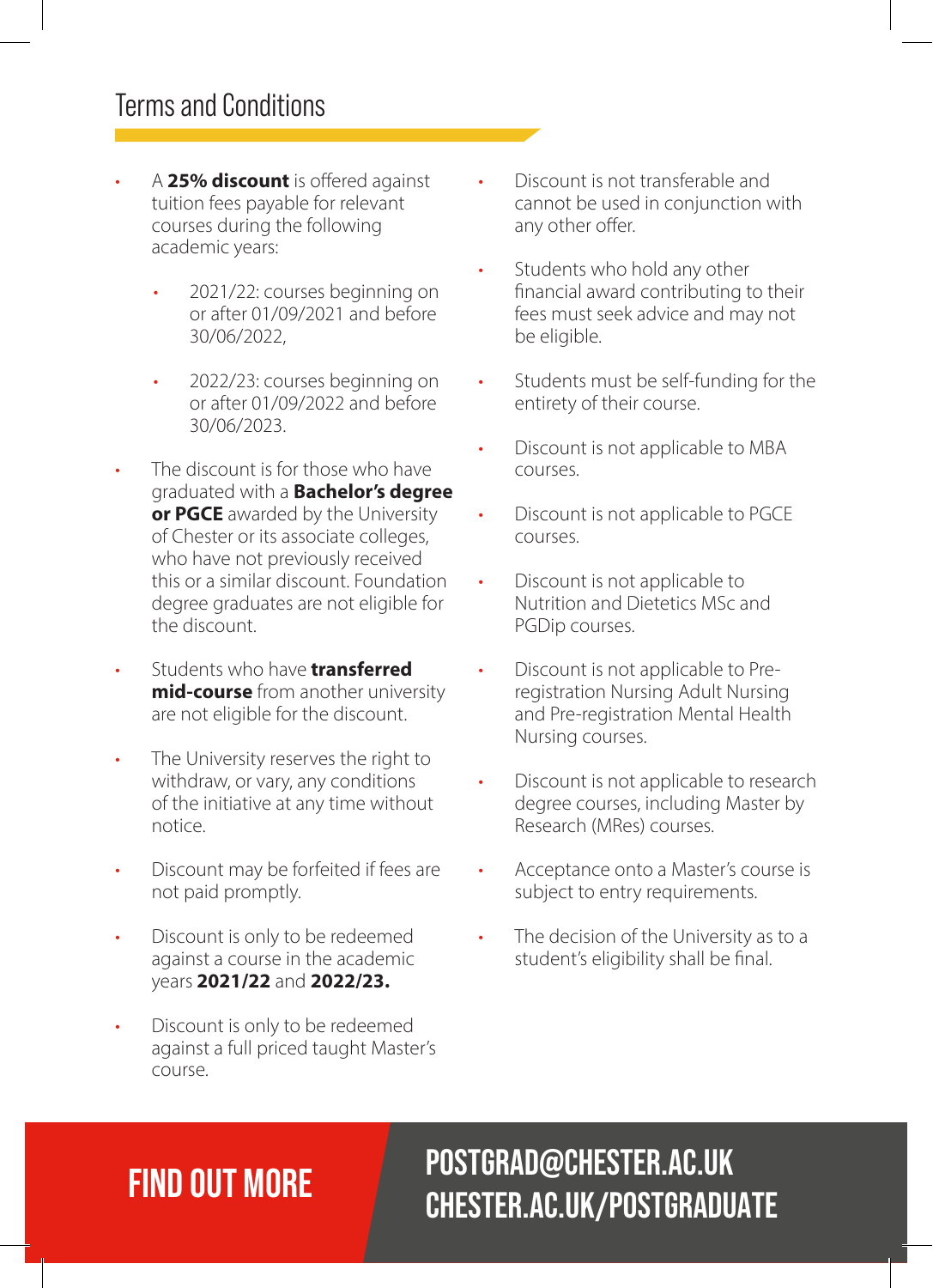## Terms and Conditions

- A **25% discount** is offered against tuition fees payable for relevant courses during the following academic years:
  - 2021/22: courses beginning on or after 01/09/2021 and before 30/06/2022,
  - 2022/23: courses beginning on or after 01/09/2022 and before 30/06/2023.
- The discount is for those who have graduated with a **Bachelor's degree or PGCE** awarded by the University of Chester or its associate colleges, who have not previously received this or a similar discount. Foundation degree graduates are not eligible for the discount.
- Students who have **transferred mid-course** from another university are not eligible for the discount.
- The University reserves the right to withdraw, or vary, any conditions of the initiative at any time without notice.
- Discount may be forfeited if fees are not paid promptly.
- Discount is only to be redeemed against a course in the academic years **2021/22** and **2022/23.**
- Discount is only to be redeemed against a full priced taught Master's course.
- Discount is not transferable and cannot be used in conjunction with any other offer.
- Students who hold any other financial award contributing to their fees must seek advice and may not be eligible.
- Students must be self-funding for the entirety of their course.
- Discount is not applicable to MBA courses.
- Discount is not applicable to PGCE courses.
- Discount is not applicable to Nutrition and Dietetics MSc and PGDip courses.
- Discount is not applicable to Pre-registration Nursing Adult Nursing and Pre-registration Mental Health Nursing courses.
- Discount is not applicable to research degree courses, including Master by Research (MRes) courses.
- Acceptance onto a Master's course is subject to entry requirements.
- The decision of the University as to a student's eligibility shall be final.

**FIND OUT MORE**

**POSTGRAD@CHESTER.AC.UK**
**CHESTER.AC.UK/POSTGRADUATE**